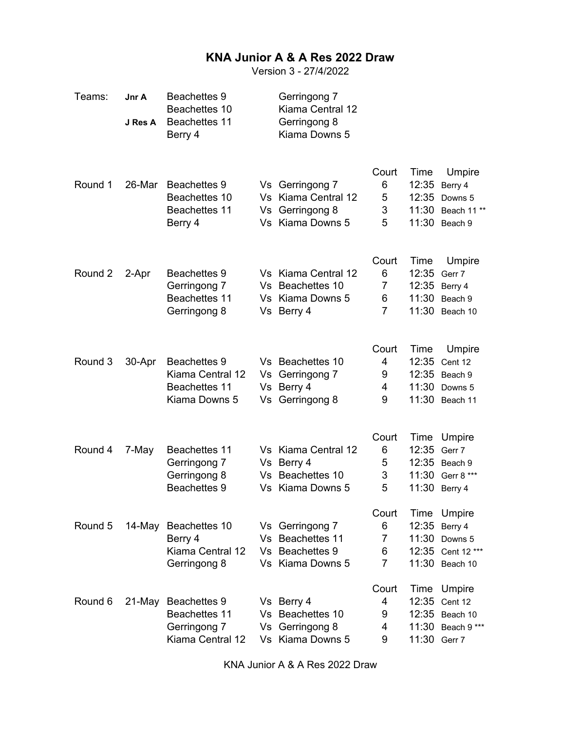# KNA Junior A & A Res 2022 Draw

Version 3 - 27/4/2022

| Teams: | | | |
|---|---|---|---|
| **Jnr A** | Beachettes 9 | | Gerringong 7 |
| | Beachettes 10 | | Kiama Central 12 |
| **J Res A** | Beachettes 11 | | Gerringong 8 |
| | Berry 4 | | Kiama Downs 5 |

| Round | Date | Team | | Team | Court | Time | Umpire |
|---|---|---|---|---|---|---|---|
| Round 1 | 26-Mar | Beachettes 9 | Vs | Gerringong 7 | 6 | 12:35 | Berry 4 |
| | | Beachettes 10 | Vs | Kiama Central 12 | 5 | 12:35 | Downs 5 |
| | | Beachettes 11 | Vs | Gerringong 8 | 3 | 11:30 | Beach 11 ** |
| | | Berry 4 | Vs | Kiama Downs 5 | 5 | 11:30 | Beach 9 |
| Round 2 | 2-Apr | Beachettes 9 | Vs | Kiama Central 12 | 6 | 12:35 | Gerr 7 |
| | | Gerringong 7 | Vs | Beachettes 10 | 7 | 12:35 | Berry 4 |
| | | Beachettes 11 | Vs | Kiama Downs 5 | 6 | 11:30 | Beach 9 |
| | | Gerringong 8 | Vs | Berry 4 | 7 | 11:30 | Beach 10 |
| Round 3 | 30-Apr | Beachettes 9 | Vs | Beachettes 10 | 4 | 12:35 | Cent 12 |
| | | Kiama Central 12 | Vs | Gerringong 7 | 9 | 12:35 | Beach 9 |
| | | Beachettes 11 | Vs | Berry 4 | 4 | 11:30 | Downs 5 |
| | | Kiama Downs 5 | Vs | Gerringong 8 | 9 | 11:30 | Beach 11 |
| Round 4 | 7-May | Beachettes 11 | Vs | Kiama Central 12 | 6 | 12:35 | Gerr 7 |
| | | Gerringong 7 | Vs | Berry 4 | 5 | 12:35 | Beach 9 |
| | | Gerringong 8 | Vs | Beachettes 10 | 3 | 11:30 | Gerr 8 *** |
| | | Beachettes 9 | Vs | Kiama Downs 5 | 5 | 11:30 | Berry 4 |
| Round 5 | 14-May | Beachettes 10 | Vs | Gerringong 7 | 6 | 12:35 | Berry 4 |
| | | Berry 4 | Vs | Beachettes 11 | 7 | 11:30 | Downs 5 |
| | | Kiama Central 12 | Vs | Beachettes 9 | 6 | 12:35 | Cent 12 *** |
| | | Gerringong 8 | Vs | Kiama Downs 5 | 7 | 11:30 | Beach 10 |
| Round 6 | 21-May | Beachettes 9 | Vs | Berry 4 | 4 | 12:35 | Cent 12 |
| | | Beachettes 11 | Vs | Beachettes 10 | 9 | 12:35 | Beach 10 |
| | | Gerringong 7 | Vs | Gerringong 8 | 4 | 11:30 | Beach 9 *** |
| | | Kiama Central 12 | Vs | Kiama Downs 5 | 9 | 11:30 | Gerr 7 |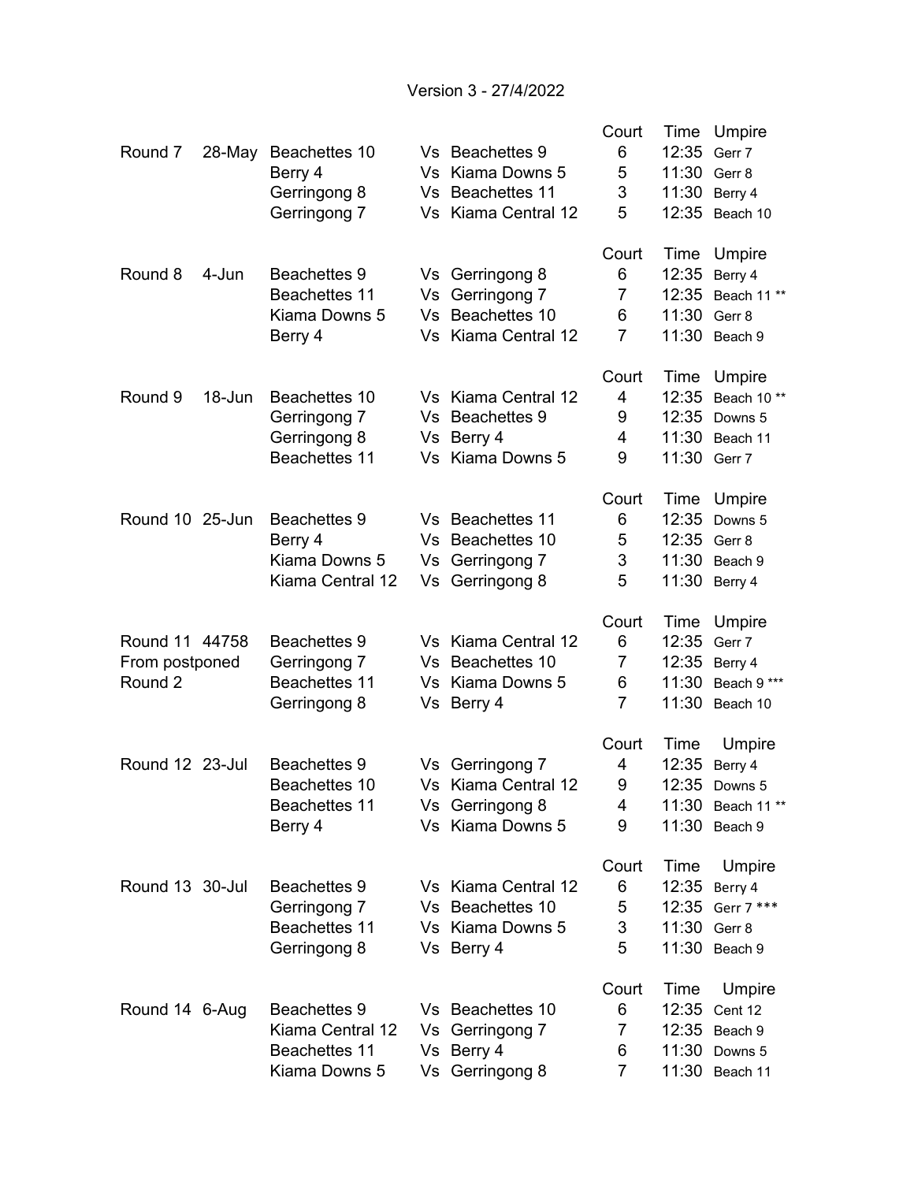Version 3 - 27/4/2022

| Round | Date | Team | | Team | Court | Time | Umpire |
|---|---|---|---|---|---|---|---|
| Round 7 | 28-May | Beachettes 10 | Vs | Beachettes 9 | 6 | 12:35 | Gerr 7 |
| | | Berry 4 | Vs | Kiama Downs 5 | 5 | 11:30 | Gerr 8 |
| | | Gerringong 8 | Vs | Beachettes 11 | 3 | 11:30 | Berry 4 |
| | | Gerringong 7 | Vs | Kiama Central 12 | 5 | 12:35 | Beach 10 |
| | | | | | Court | Time | Umpire |
| Round 8 | 4-Jun | Beachettes 9 | Vs | Gerringong 8 | 6 | 12:35 | Berry 4 |
| | | Beachettes 11 | Vs | Gerringong 7 | 7 | 12:35 | Beach 11 ** |
| | | Kiama Downs 5 | Vs | Beachettes 10 | 6 | 11:30 | Gerr 8 |
| | | Berry 4 | Vs | Kiama Central 12 | 7 | 11:30 | Beach 9 |
| | | | | | Court | Time | Umpire |
| Round 9 | 18-Jun | Beachettes 10 | Vs | Kiama Central 12 | 4 | 12:35 | Beach 10 ** |
| | | Gerringong 7 | Vs | Beachettes 9 | 9 | 12:35 | Downs 5 |
| | | Gerringong 8 | Vs | Berry 4 | 4 | 11:30 | Beach 11 |
| | | Beachettes 11 | Vs | Kiama Downs 5 | 9 | 11:30 | Gerr 7 |
| | | | | | Court | Time | Umpire |
| Round 10 | 25-Jun | Beachettes 9 | Vs | Beachettes 11 | 6 | 12:35 | Downs 5 |
| | | Berry 4 | Vs | Beachettes 10 | 5 | 12:35 | Gerr 8 |
| | | Kiama Downs 5 | Vs | Gerringong 7 | 3 | 11:30 | Beach 9 |
| | | Kiama Central 12 | Vs | Gerringong 8 | 5 | 11:30 | Berry 4 |
| | | | | | Court | Time | Umpire |
| Round 11 | 44758 | Beachettes 9 | Vs | Kiama Central 12 | 6 | 12:35 | Gerr 7 |
| From postponed | | Gerringong 7 | Vs | Beachettes 10 | 7 | 12:35 | Berry 4 |
| Round 2 | | Beachettes 11 | Vs | Kiama Downs 5 | 6 | 11:30 | Beach 9 *** |
| | | Gerringong 8 | Vs | Berry 4 | 7 | 11:30 | Beach 10 |
| | | | | | Court | Time | Umpire |
| Round 12 | 23-Jul | Beachettes 9 | Vs | Gerringong 7 | 4 | 12:35 | Berry 4 |
| | | Beachettes 10 | Vs | Kiama Central 12 | 9 | 12:35 | Downs 5 |
| | | Beachettes 11 | Vs | Gerringong 8 | 4 | 11:30 | Beach 11 ** |
| | | Berry 4 | Vs | Kiama Downs 5 | 9 | 11:30 | Beach 9 |
| | | | | | Court | Time | Umpire |
| Round 13 | 30-Jul | Beachettes 9 | Vs | Kiama Central 12 | 6 | 12:35 | Berry 4 |
| | | Gerringong 7 | Vs | Beachettes 10 | 5 | 12:35 | Gerr 7 *** |
| | | Beachettes 11 | Vs | Kiama Downs 5 | 3 | 11:30 | Gerr 8 |
| | | Gerringong 8 | Vs | Berry 4 | 5 | 11:30 | Beach 9 |
| | | | | | Court | Time | Umpire |
| Round 14 | 6-Aug | Beachettes 9 | Vs | Beachettes 10 | 6 | 12:35 | Cent 12 |
| | | Kiama Central 12 | Vs | Gerringong 7 | 7 | 12:35 | Beach 9 |
| | | Beachettes 11 | Vs | Berry 4 | 6 | 11:30 | Downs 5 |
| | | Kiama Downs 5 | Vs | Gerringong 8 | 7 | 11:30 | Beach 11 |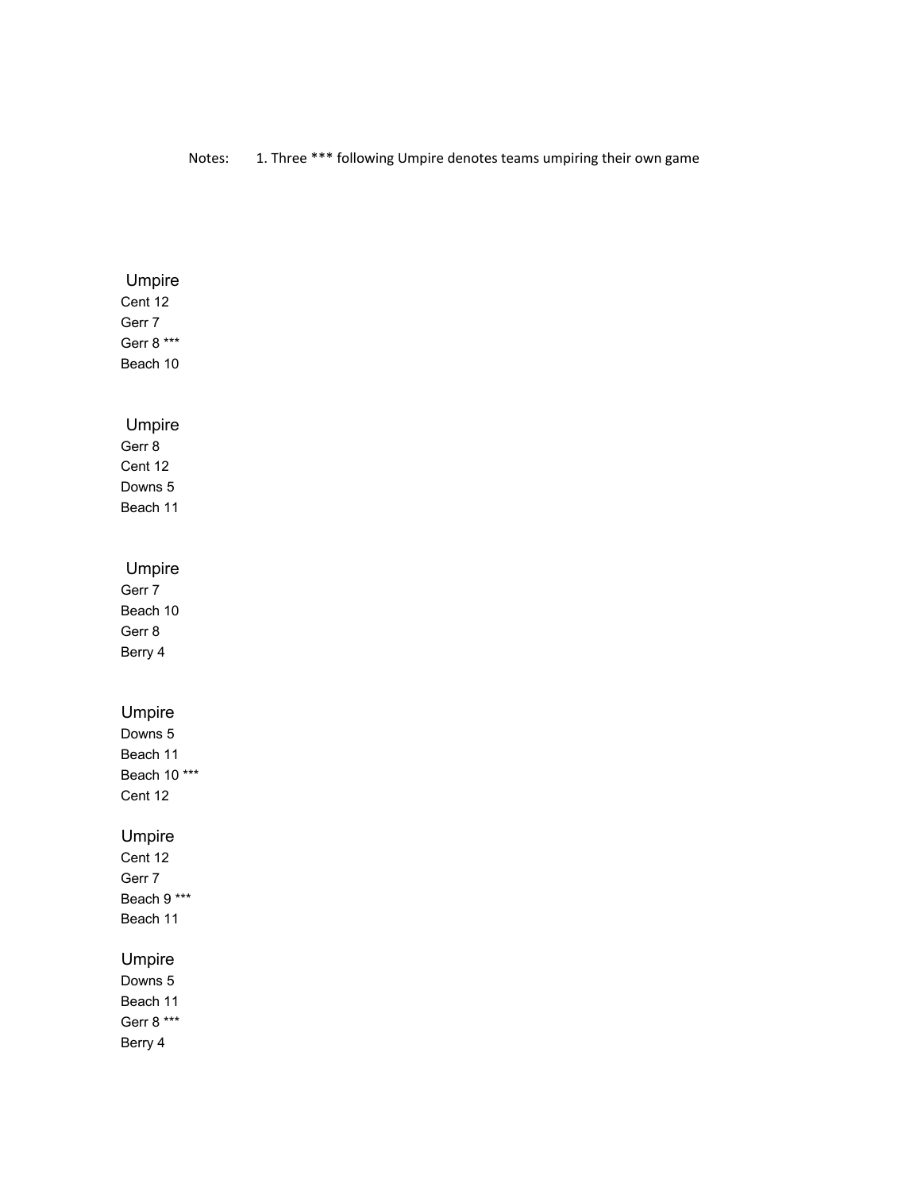Notes: 1. Three *** following Umpire denotes teams umpiring their own game

Umpire
Cent 12
Gerr 7
Gerr 8 ***
Beach 10

Umpire
Gerr 8
Cent 12
Downs 5
Beach 11

Umpire
Gerr 7
Beach 10
Gerr 8
Berry 4

Umpire
Downs 5
Beach 11
Beach 10 ***
Cent 12

Umpire
Cent 12
Gerr 7
Beach 9 ***
Beach 11

Umpire
Downs 5
Beach 11
Gerr 8 ***
Berry 4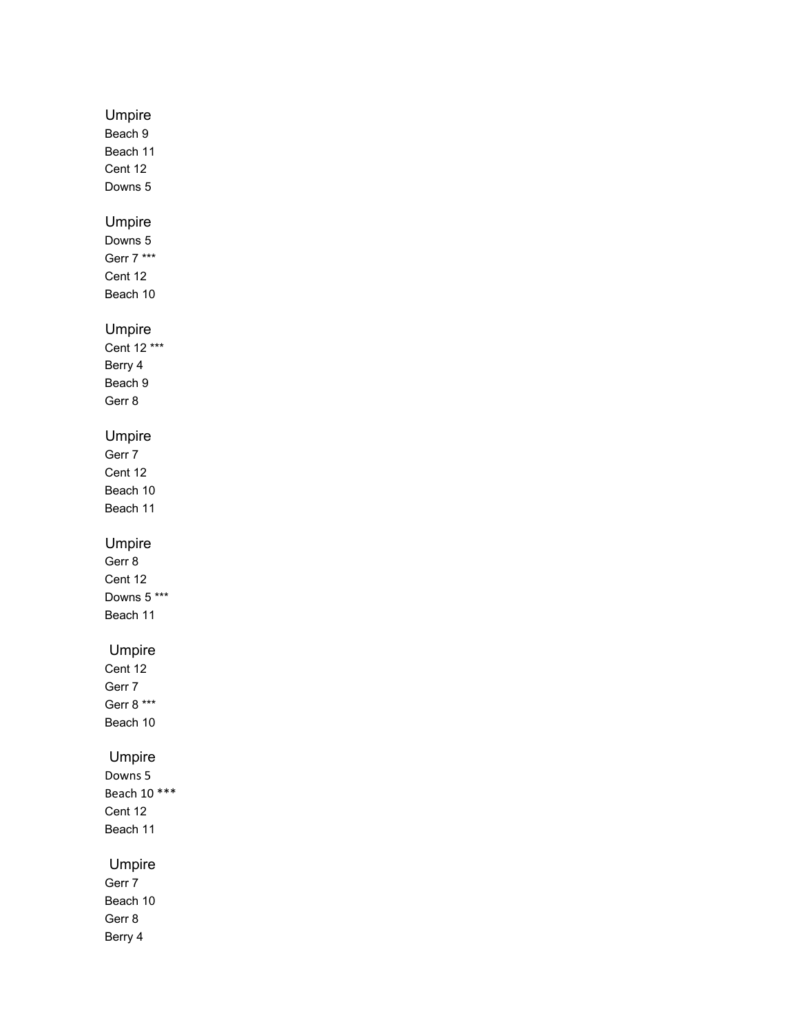Umpire
Beach 9
Beach 11
Cent 12
Downs 5

Umpire
Downs 5
Gerr 7 ***
Cent 12
Beach 10

Umpire
Cent 12 ***
Berry 4
Beach 9
Gerr 8

Umpire
Gerr 7
Cent 12
Beach 10
Beach 11

Umpire
Gerr 8
Cent 12
Downs 5 ***
Beach 11

Umpire
Cent 12
Gerr 7
Gerr 8 ***
Beach 10

Umpire
Downs 5
Beach 10 ***
Cent 12
Beach 11

Umpire
Gerr 7
Beach 10
Gerr 8
Berry 4